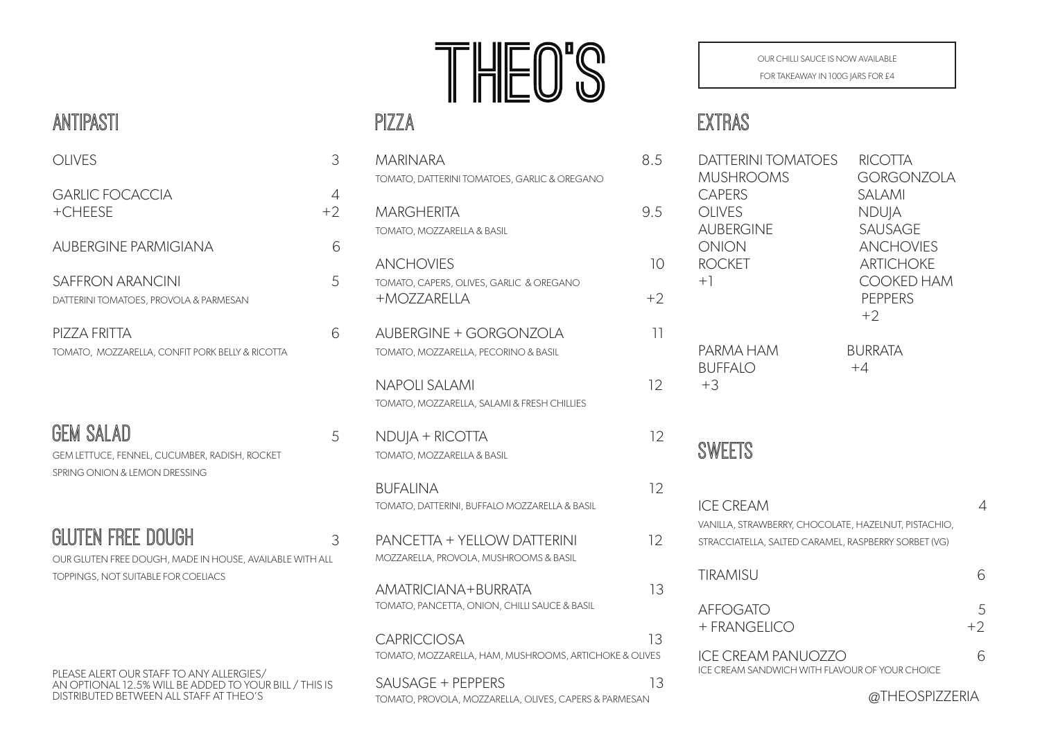# THEO'S

## ANTIPASTI

| Item | Price |
|---|---|
| OLIVES | 3 |
| GARLIC FOCACCIA | 4 |
| +CHEESE | +2 |
| AUBERGINE PARMIGIANA | 6 |
| SAFFRON ARANCINI<br>DATTERINI TOMATOES, PROVOLA & PARMESAN | 5 |
| PIZZA FRITTA<br>TOMATO, MOZZARELLA, CONFIT PORK BELLY & RICOTTA | 6 |

## GEM SALAD — 5

GEM LETTUCE, FENNEL, CUCUMBER, RADISH, ROCKET
SPRING ONION & LEMON DRESSING

## GLUTEN FREE DOUGH — 3

OUR GLUTEN FREE DOUGH, MADE IN HOUSE, AVAILABLE WITH ALL TOPPINGS, NOT SUITABLE FOR COELIACS

PLEASE ALERT OUR STAFF TO ANY ALLERGIES/
AN OPTIONAL 12.5% WILL BE ADDED TO YOUR BILL / THIS IS DISTRIBUTED BETWEEN ALL STAFF AT THEO'S

## PIZZA

| Item | Price |
|---|---|
| MARINARA<br>TOMATO, DATTERINI TOMATOES, GARLIC & OREGANO | 8.5 |
| MARGHERITA<br>TOMATO, MOZZARELLA & BASIL | 9.5 |
| ANCHOVIES<br>TOMATO, CAPERS, OLIVES, GARLIC & OREGANO | 10 |
| +MOZZARELLA | +2 |
| AUBERGINE + GORGONZOLA<br>TOMATO, MOZZARELLA, PECORINO & BASIL | 11 |
| NAPOLI SALAMI<br>TOMATO, MOZZARELLA, SALAMI & FRESH CHILLIES | 12 |
| NDUJA + RICOTTA<br>TOMATO, MOZZARELLA & BASIL | 12 |
| BUFALINA<br>TOMATO, DATTERINI, BUFFALO MOZZARELLA & BASIL | 12 |
| PANCETTA + YELLOW DATTERINI<br>MOZZARELLA, PROVOLA, MUSHROOMS & BASIL | 12 |
| AMATRICIANA+BURRATA<br>TOMATO, PANCETTA, ONION, CHILLI SAUCE & BASIL | 13 |
| CAPRICCIOSA<br>TOMATO, MOZZARELLA, HAM, MUSHROOMS, ARTICHOKE & OLIVES | 13 |
| SAUSAGE + PEPPERS<br>TOMATO, PROVOLA, MOZZARELLA, OLIVES, CAPERS & PARMESAN | 13 |

OUR CHILLI SAUCE IS NOW AVAILABLE
FOR TAKEAWAY IN 100G JARS FOR £4

## EXTRAS

DATTERINI TOMATOES
MUSHROOMS
CAPERS
OLIVES
AUBERGINE
ONION
ROCKET
+1

RICOTTA
GORGONZOLA
SALAMI
NDUJA
SAUSAGE
ANCHOVIES
ARTICHOKE
COOKED HAM
PEPPERS
+2

PARMA HAM
BUFFALO
+3

BURRATA
+4

## SWEETS

| Item | Price |
|---|---|
| ICE CREAM<br>VANILLA, STRAWBERRY, CHOCOLATE, HAZELNUT, PISTACHIO, STRACCIATELLA, SALTED CARAMEL, RASPBERRY SORBET (VG) | 4 |
| TIRAMISU | 6 |
| AFFOGATO | 5 |
| + FRANGELICO | +2 |
| ICE CREAM PANUOZZO<br>ICE CREAM SANDWICH WITH FLAVOUR OF YOUR CHOICE | 6 |

@THEOSPIZZERIA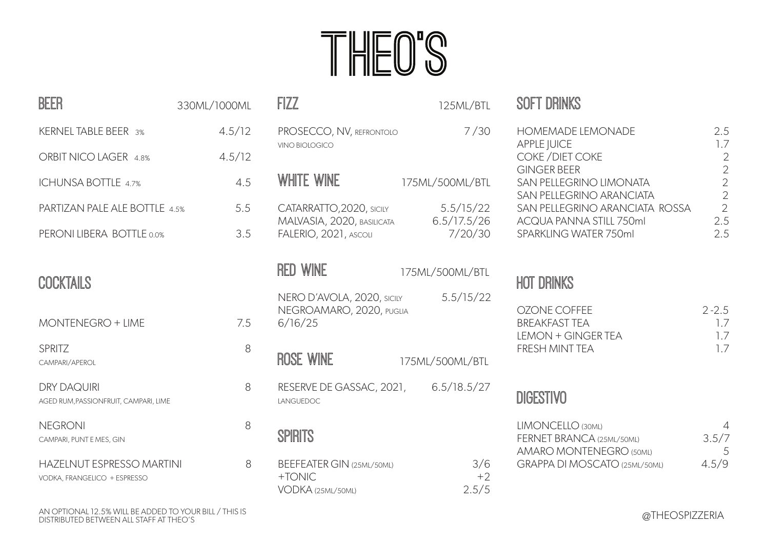# THEO'S

## BEER

| BEER | 330ML/1000ML |
| --- | --- |
| KERNEL TABLE BEER 3% | 4.5/12 |
| ORBIT NICO LAGER 4.8% | 4.5/12 |
| ICHUNSA BOTTLE 4.7% | 4.5 |
| PARTIZAN PALE ALE BOTTLE 4.5% | 5.5 |
| PERONI LIBERA BOTTLE 0.0% | 3.5 |

## COCKTAILS

| | |
| --- | --- |
| MONTENEGRO + LIME | 7.5 |
| SPRITZ<br>CAMPARI/APEROL | 8 |
| DRY DAQUIRI<br>AGED RUM,PASSIONFRUIT, CAMPARI, LIME | 8 |
| NEGRONI<br>CAMPARI, PUNT E MES, GIN | 8 |
| HAZELNUT ESPRESSO MARTINI<br>VODKA, FRANGELICO + ESPRESSO | 8 |

## FIZZ

| FIZZ | 125ML/BTL |
| --- | --- |
| PROSECCO, NV, REFRONTOLO<br>VINO BIOLOGICO | 7 /30 |

## WHITE WINE

| WHITE WINE | 175ML/500ML/BTL |
| --- | --- |
| CATARRATTO,2020, SICILY | 5.5/15/22 |
| MALVASIA, 2020, BASILICATA | 6.5/17.5/26 |
| FALERIO, 2021, ASCOLI | 7/20/30 |

## RED WINE

| RED WINE | 175ML/500ML/BTL |
| --- | --- |
| NERO D'AVOLA, 2020, SICILY | 5.5/15/22 |
| NEGROAMARO, 2020, PUGLIA | 6/16/25 |

## ROSE WINE

| ROSE WINE | 175ML/500ML/BTL |
| --- | --- |
| RESERVE DE GASSAC, 2021, LANGUEDOC | 6.5/18.5/27 |

## SPIRITS

| | |
| --- | --- |
| BEEFEATER GIN (25ML/50ML) | 3/6 |
| +TONIC | +2 |
| VODKA (25ML/50ML) | 2.5/5 |

## SOFT DRINKS

| | |
| --- | --- |
| HOMEMADE LEMONADE | 2.5 |
| APPLE JUICE | 1.7 |
| COKE /DIET COKE | 2 |
| GINGER BEER | 2 |
| SAN PELLEGRINO LIMONATA | 2 |
| SAN PELLEGRINO ARANCIATA | 2 |
| SAN PELLEGRINO ARANCIATA ROSSA | 2 |
| ACQUA PANNA STILL 750ml | 2.5 |
| SPARKLING WATER 750ml | 2.5 |

## HOT DRINKS

| | |
| --- | --- |
| OZONE COFFEE | 2 -2.5 |
| BREAKFAST TEA | 1.7 |
| LEMON + GINGER TEA | 1.7 |
| FRESH MINT TEA | 1.7 |

## DIGESTIVO

| | |
| --- | --- |
| LIMONCELLO (30ML) | 4 |
| FERNET BRANCA (25ML/50ML) | 3.5/7 |
| AMARO MONTENEGRO (50ML) | 5 |
| GRAPPA DI MOSCATO (25ML/50ML) | 4.5/9 |

AN OPTIONAL 12.5% WILL BE ADDED TO YOUR BILL / THIS IS DISTRIBUTED BETWEEN ALL STAFF AT THEO'S

@THEOSPIZZERIA